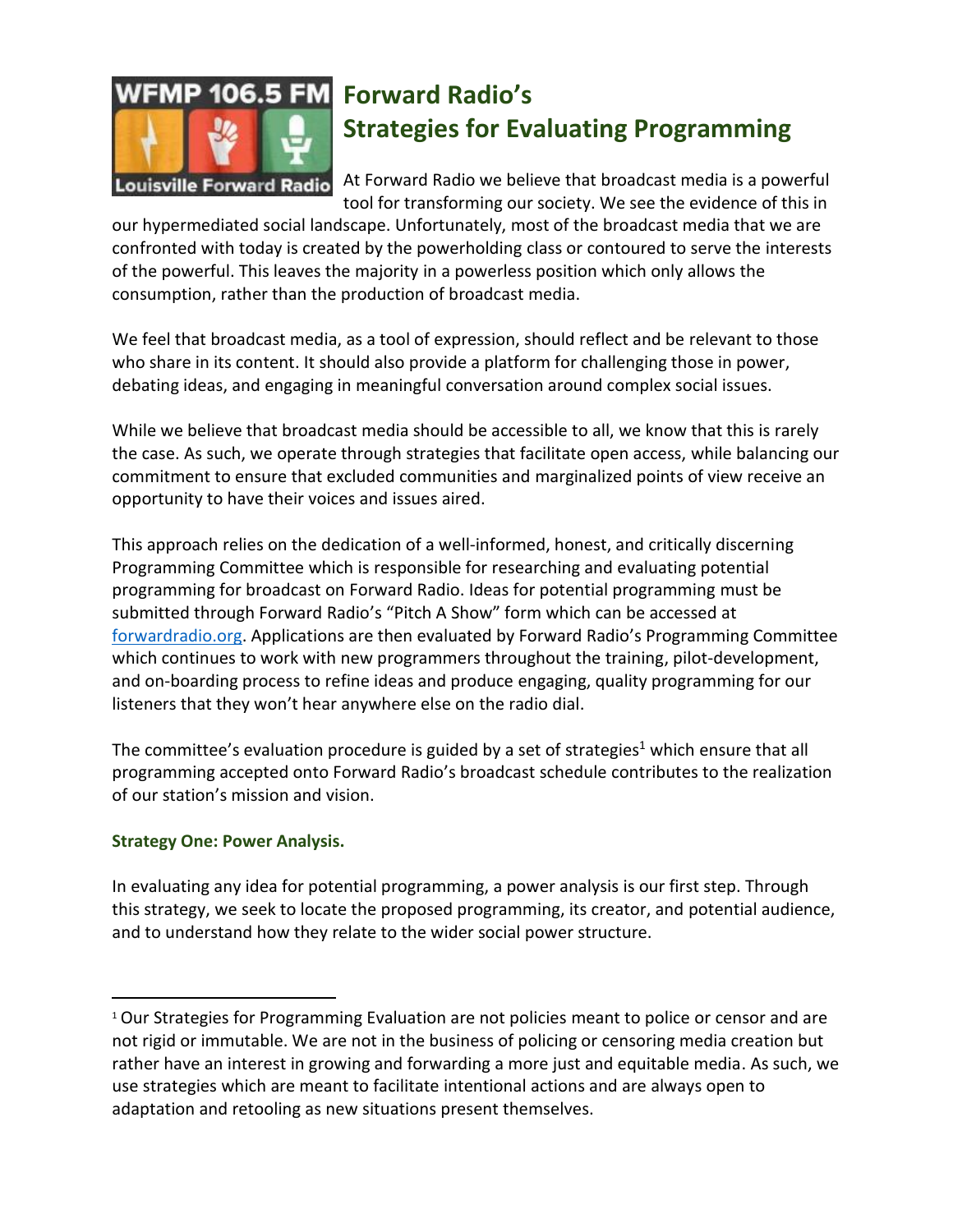# Forward Radio's Strategies for Evaluating Programming

At Forward Radio we believe that broadcast media is a powerful tool for transforming our society. We see the evidence of this in our hypermediated social landscape. Unfortunately, most of the broadcast media that we are confronted with today is created by the powerholding class or contoured to serve the interests of the powerful. This leaves the majority in a powerless position which only allows the consumption, rather than the production of broadcast media.

We feel that broadcast media, as a tool of expression, should reflect and be relevant to those who share in its content. It should also provide a platform for challenging those in power, debating ideas, and engaging in meaningful conversation around complex social issues.

While we believe that broadcast media should be accessible to all, we know that this is rarely the case. As such, we operate through strategies that facilitate open access, while balancing our commitment to ensure that excluded communities and marginalized points of view receive an opportunity to have their voices and issues aired.

This approach relies on the dedication of a well-informed, honest, and critically discerning Programming Committee which is responsible for researching and evaluating potential programming for broadcast on Forward Radio. Ideas for potential programming must be submitted through Forward Radio's "Pitch A Show" form which can be accessed at [forwardradio.org](forwardradio.org). Applications are then evaluated by Forward Radio's Programming Committee which continues to work with new programmers throughout the training, pilot-development, and on-boarding process to refine ideas and produce engaging, quality programming for our listeners that they won't hear anywhere else on the radio dial.

The committee's evaluation procedure is guided by a set of strategies[1] which ensure that all programming accepted onto Forward Radio's broadcast schedule contributes to the realization of our station's mission and vision.

### Strategy One: Power Analysis.

In evaluating any idea for potential programming, a power analysis is our first step. Through this strategy, we seek to locate the proposed programming, its creator, and potential audience, and to understand how they relate to the wider social power structure.

---

[1] Our Strategies for Programming Evaluation are not policies meant to police or censor and are not rigid or immutable. We are not in the business of policing or censoring media creation but rather have an interest in growing and forwarding a more just and equitable media. As such, we use strategies which are meant to facilitate intentional actions and are always open to adaptation and retooling as new situations present themselves.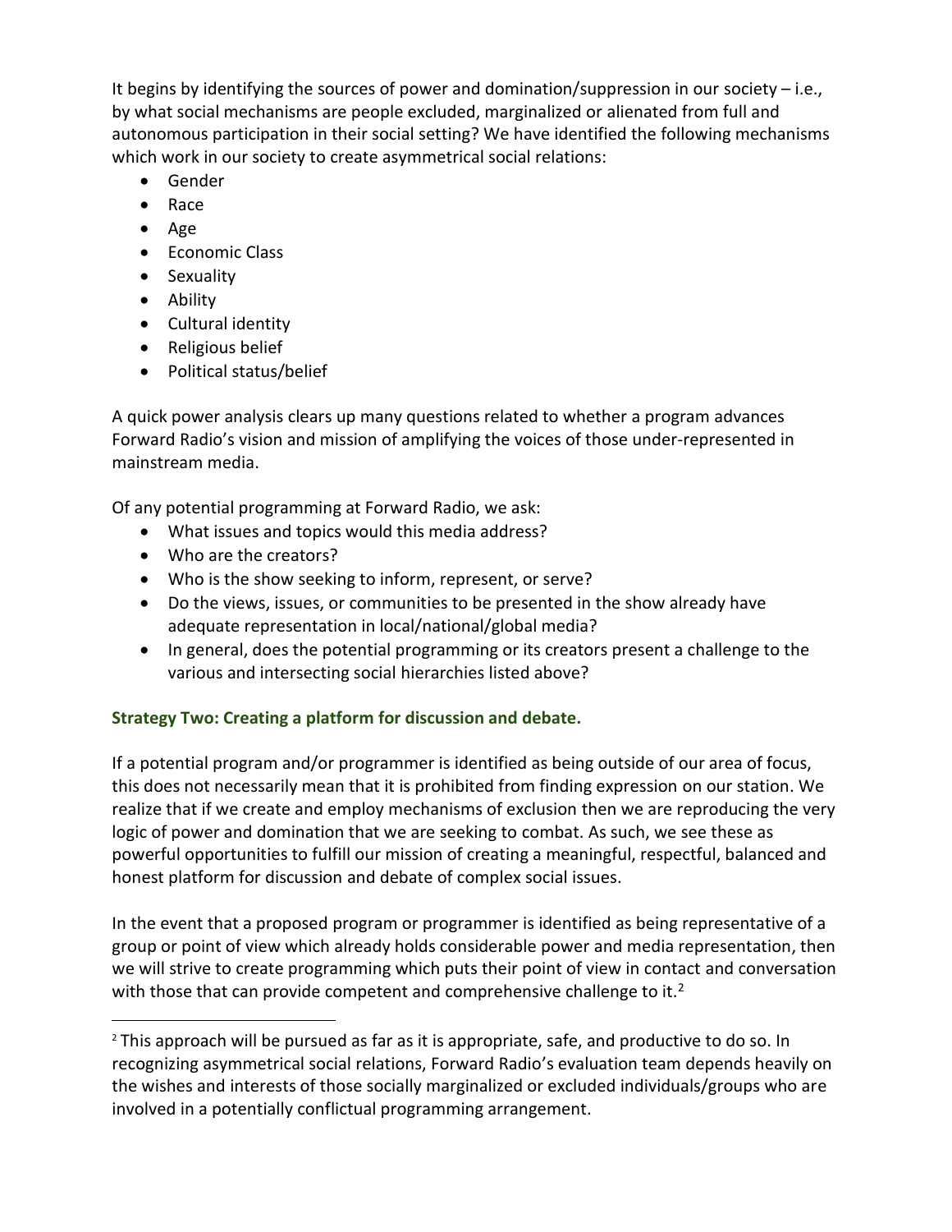It begins by identifying the sources of power and domination/suppression in our society – i.e., by what social mechanisms are people excluded, marginalized or alienated from full and autonomous participation in their social setting? We have identified the following mechanisms which work in our society to create asymmetrical social relations:

- Gender
- Race
- Age
- Economic Class
- Sexuality
- Ability
- Cultural identity
- Religious belief
- Political status/belief

A quick power analysis clears up many questions related to whether a program advances Forward Radio's vision and mission of amplifying the voices of those under-represented in mainstream media.

Of any potential programming at Forward Radio, we ask:

- What issues and topics would this media address?
- Who are the creators?
- Who is the show seeking to inform, represent, or serve?
- Do the views, issues, or communities to be presented in the show already have adequate representation in local/national/global media?
- In general, does the potential programming or its creators present a challenge to the various and intersecting social hierarchies listed above?

### Strategy Two: Creating a platform for discussion and debate.

If a potential program and/or programmer is identified as being outside of our area of focus, this does not necessarily mean that it is prohibited from finding expression on our station. We realize that if we create and employ mechanisms of exclusion then we are reproducing the very logic of power and domination that we are seeking to combat. As such, we see these as powerful opportunities to fulfill our mission of creating a meaningful, respectful, balanced and honest platform for discussion and debate of complex social issues.

In the event that a proposed program or programmer is identified as being representative of a group or point of view which already holds considerable power and media representation, then we will strive to create programming which puts their point of view in contact and conversation with those that can provide competent and comprehensive challenge to it.[2]

---

[2] This approach will be pursued as far as it is appropriate, safe, and productive to do so. In recognizing asymmetrical social relations, Forward Radio's evaluation team depends heavily on the wishes and interests of those socially marginalized or excluded individuals/groups who are involved in a potentially conflictual programming arrangement.